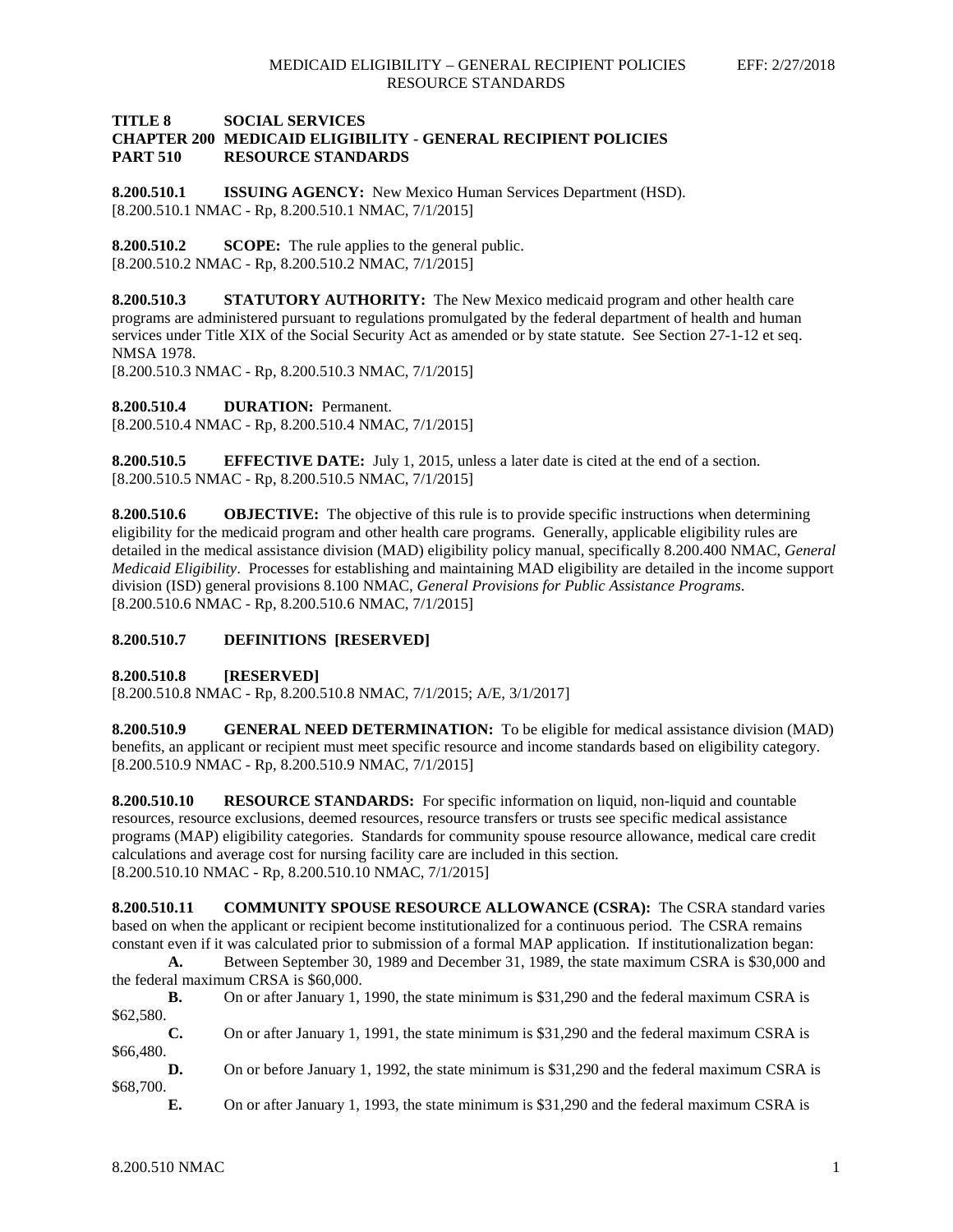**TITLE 8 SOCIAL SERVICES**
**CHAPTER 200 MEDICAID ELIGIBILITY - GENERAL RECIPIENT POLICIES**
**PART 510 RESOURCE STANDARDS**

**8.200.510.1 ISSUING AGENCY:** New Mexico Human Services Department (HSD).
[8.200.510.1 NMAC - Rp, 8.200.510.1 NMAC, 7/1/2015]

**8.200.510.2 SCOPE:** The rule applies to the general public.
[8.200.510.2 NMAC - Rp, 8.200.510.2 NMAC, 7/1/2015]

**8.200.510.3 STATUTORY AUTHORITY:** The New Mexico medicaid program and other health care programs are administered pursuant to regulations promulgated by the federal department of health and human services under Title XIX of the Social Security Act as amended or by state statute. See Section 27-1-12 et seq. NMSA 1978.
[8.200.510.3 NMAC - Rp, 8.200.510.3 NMAC, 7/1/2015]

**8.200.510.4 DURATION:** Permanent.
[8.200.510.4 NMAC - Rp, 8.200.510.4 NMAC, 7/1/2015]

**8.200.510.5 EFFECTIVE DATE:** July 1, 2015, unless a later date is cited at the end of a section.
[8.200.510.5 NMAC - Rp, 8.200.510.5 NMAC, 7/1/2015]

**8.200.510.6 OBJECTIVE:** The objective of this rule is to provide specific instructions when determining eligibility for the medicaid program and other health care programs. Generally, applicable eligibility rules are detailed in the medical assistance division (MAD) eligibility policy manual, specifically 8.200.400 NMAC, *General Medicaid Eligibility*. Processes for establishing and maintaining MAD eligibility are detailed in the income support division (ISD) general provisions 8.100 NMAC, *General Provisions for Public Assistance Programs*.
[8.200.510.6 NMAC - Rp, 8.200.510.6 NMAC, 7/1/2015]

**8.200.510.7 DEFINITIONS [RESERVED]**

**8.200.510.8 [RESERVED]**
[8.200.510.8 NMAC - Rp, 8.200.510.8 NMAC, 7/1/2015; A/E, 3/1/2017]

**8.200.510.9 GENERAL NEED DETERMINATION:** To be eligible for medical assistance division (MAD) benefits, an applicant or recipient must meet specific resource and income standards based on eligibility category.
[8.200.510.9 NMAC - Rp, 8.200.510.9 NMAC, 7/1/2015]

**8.200.510.10 RESOURCE STANDARDS:** For specific information on liquid, non-liquid and countable resources, resource exclusions, deemed resources, resource transfers or trusts see specific medical assistance programs (MAP) eligibility categories. Standards for community spouse resource allowance, medical care credit calculations and average cost for nursing facility care are included in this section.
[8.200.510.10 NMAC - Rp, 8.200.510.10 NMAC, 7/1/2015]

**8.200.510.11 COMMUNITY SPOUSE RESOURCE ALLOWANCE (CSRA):** The CSRA standard varies based on when the applicant or recipient become institutionalized for a continuous period. The CSRA remains constant even if it was calculated prior to submission of a formal MAP application. If institutionalization began:

**A.** Between September 30, 1989 and December 31, 1989, the state maximum CSRA is $30,000 and the federal maximum CRSA is $60,000.

**B.** On or after January 1, 1990, the state minimum is $31,290 and the federal maximum CSRA is $62,580.

**C.** On or after January 1, 1991, the state minimum is $31,290 and the federal maximum CSRA is $66,480.

**D.** On or before January 1, 1992, the state minimum is $31,290 and the federal maximum CSRA is $68,700.

**E.** On or after January 1, 1993, the state minimum is $31,290 and the federal maximum CSRA is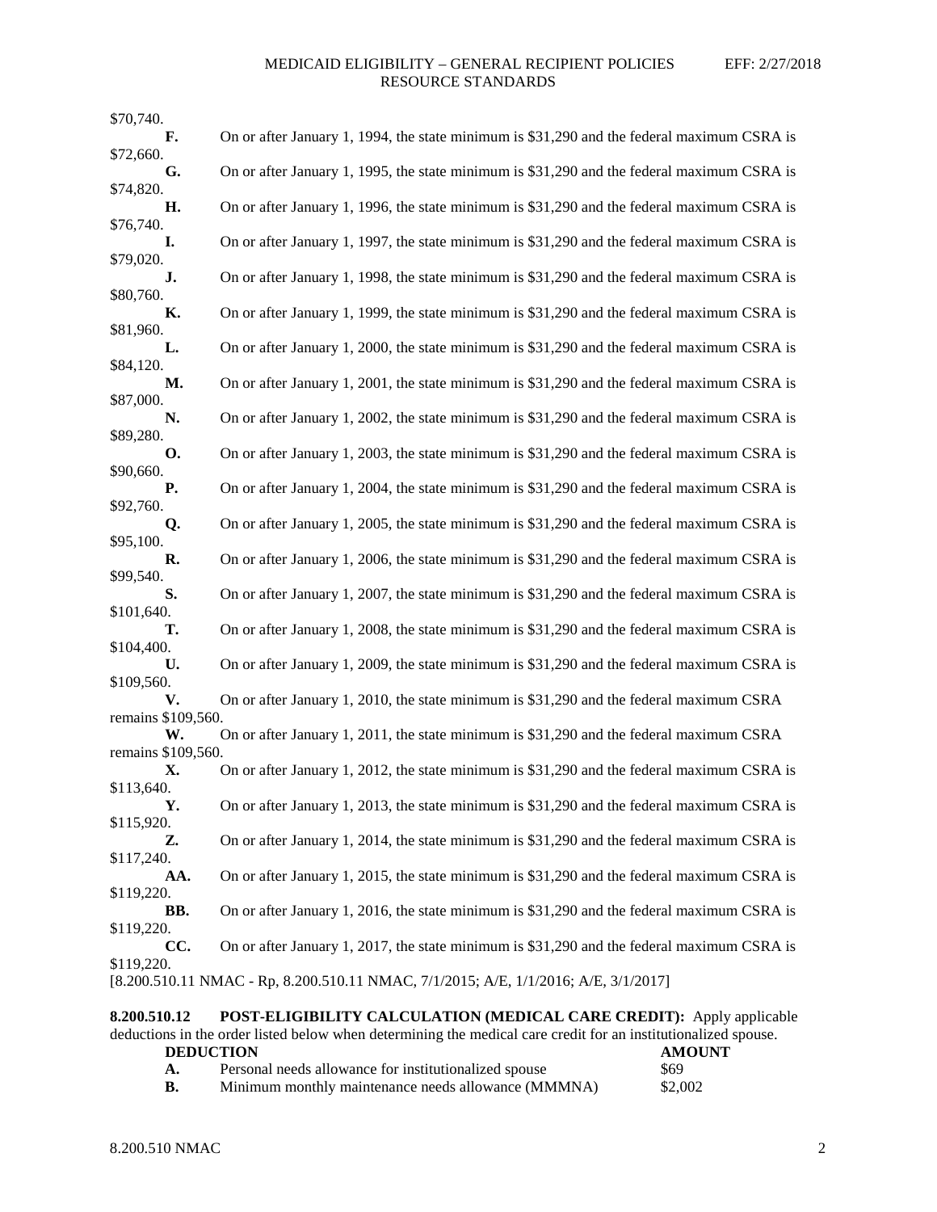$70,740.

**F.** On or after January 1, 1994, the state minimum is $31,290 and the federal maximum CSRA is $72,660.

**G.** On or after January 1, 1995, the state minimum is $31,290 and the federal maximum CSRA is $74,820.

**H.** On or after January 1, 1996, the state minimum is $31,290 and the federal maximum CSRA is $76,740.

**I.** On or after January 1, 1997, the state minimum is $31,290 and the federal maximum CSRA is $79,020.

**J.** On or after January 1, 1998, the state minimum is $31,290 and the federal maximum CSRA is $80,760.

**K.** On or after January 1, 1999, the state minimum is $31,290 and the federal maximum CSRA is $81,960.

**L.** On or after January 1, 2000, the state minimum is $31,290 and the federal maximum CSRA is $84,120.

**M.** On or after January 1, 2001, the state minimum is $31,290 and the federal maximum CSRA is $87,000.

**N.** On or after January 1, 2002, the state minimum is $31,290 and the federal maximum CSRA is $89,280.

**O.** On or after January 1, 2003, the state minimum is $31,290 and the federal maximum CSRA is $90,660.

**P.** On or after January 1, 2004, the state minimum is $31,290 and the federal maximum CSRA is $92,760.

**Q.** On or after January 1, 2005, the state minimum is $31,290 and the federal maximum CSRA is $95,100.

**R.** On or after January 1, 2006, the state minimum is $31,290 and the federal maximum CSRA is $99,540.

**S.** On or after January 1, 2007, the state minimum is $31,290 and the federal maximum CSRA is $101,640.

**T.** On or after January 1, 2008, the state minimum is $31,290 and the federal maximum CSRA is $104,400.

**U.** On or after January 1, 2009, the state minimum is $31,290 and the federal maximum CSRA is $109,560.

**V.** On or after January 1, 2010, the state minimum is $31,290 and the federal maximum CSRA remains $109,560.

**W.** On or after January 1, 2011, the state minimum is $31,290 and the federal maximum CSRA remains $109,560.

**X.** On or after January 1, 2012, the state minimum is $31,290 and the federal maximum CSRA is $113,640.

**Y.** On or after January 1, 2013, the state minimum is $31,290 and the federal maximum CSRA is $115,920.

**Z.** On or after January 1, 2014, the state minimum is $31,290 and the federal maximum CSRA is $117,240.

**AA.** On or after January 1, 2015, the state minimum is $31,290 and the federal maximum CSRA is $119,220.

**BB.** On or after January 1, 2016, the state minimum is $31,290 and the federal maximum CSRA is $119,220.

**CC.** On or after January 1, 2017, the state minimum is $31,290 and the federal maximum CSRA is $119,220.

[8.200.510.11 NMAC - Rp, 8.200.510.11 NMAC, 7/1/2015; A/E, 1/1/2016; A/E, 3/1/2017]

**8.200.510.12 POST-ELIGIBILITY CALCULATION (MEDICAL CARE CREDIT):** Apply applicable deductions in the order listed below when determining the medical care credit for an institutionalized spouse.

| | **DEDUCTION** | **AMOUNT** |
|---|---|---|
| **A.** | Personal needs allowance for institutionalized spouse | $69 |
| **B.** | Minimum monthly maintenance needs allowance (MMMNA) | $2,002 |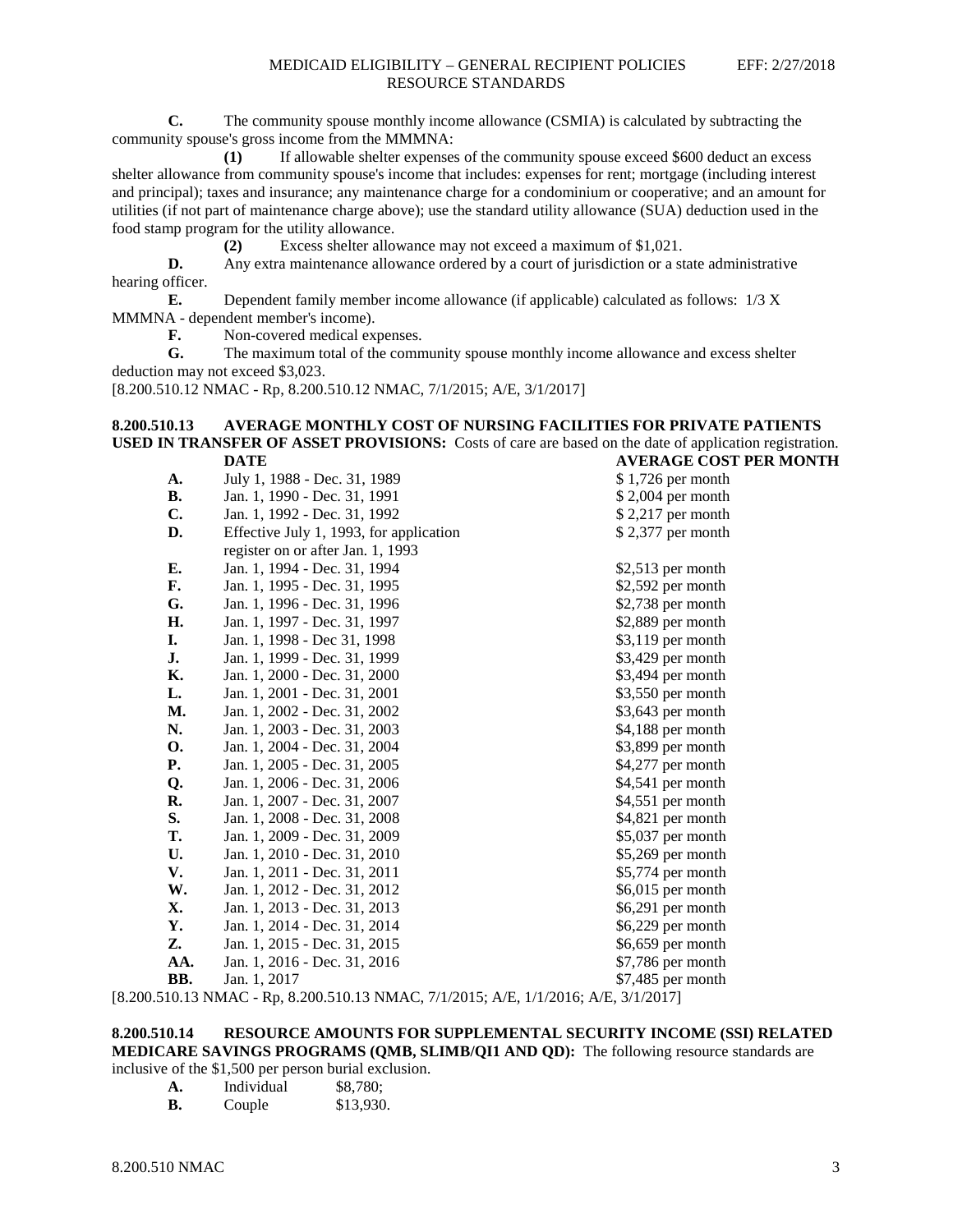**C.** The community spouse monthly income allowance (CSMIA) is calculated by subtracting the community spouse's gross income from the MMMNA:

**(1)** If allowable shelter expenses of the community spouse exceed $600 deduct an excess shelter allowance from community spouse's income that includes: expenses for rent; mortgage (including interest and principal); taxes and insurance; any maintenance charge for a condominium or cooperative; and an amount for utilities (if not part of maintenance charge above); use the standard utility allowance (SUA) deduction used in the food stamp program for the utility allowance.

**(2)** Excess shelter allowance may not exceed a maximum of $1,021.

**D.** Any extra maintenance allowance ordered by a court of jurisdiction or a state administrative hearing officer.

**E.** Dependent family member income allowance (if applicable) calculated as follows: 1/3 X MMMNA - dependent member's income).

**F.** Non-covered medical expenses.

**G.** The maximum total of the community spouse monthly income allowance and excess shelter deduction may not exceed $3,023.

[8.200.510.12 NMAC - Rp, 8.200.510.12 NMAC, 7/1/2015; A/E, 3/1/2017]

**8.200.510.13 AVERAGE MONTHLY COST OF NURSING FACILITIES FOR PRIVATE PATIENTS USED IN TRANSFER OF ASSET PROVISIONS:** Costs of care are based on the date of application registration.

| | DATE | AVERAGE COST PER MONTH |
|---|---|---|
| **A.** | July 1, 1988 - Dec. 31, 1989 | $ 1,726 per month |
| **B.** | Jan. 1, 1990 - Dec. 31, 1991 | $ 2,004 per month |
| **C.** | Jan. 1, 1992 - Dec. 31, 1992 | $ 2,217 per month |
| **D.** | Effective July 1, 1993, for application register on or after Jan. 1, 1993 | $ 2,377 per month |
| **E.** | Jan. 1, 1994 - Dec. 31, 1994 | $2,513 per month |
| **F.** | Jan. 1, 1995 - Dec. 31, 1995 | $2,592 per month |
| **G.** | Jan. 1, 1996 - Dec. 31, 1996 | $2,738 per month |
| **H.** | Jan. 1, 1997 - Dec. 31, 1997 | $2,889 per month |
| **I.** | Jan. 1, 1998 - Dec 31, 1998 | $3,119 per month |
| **J.** | Jan. 1, 1999 - Dec. 31, 1999 | $3,429 per month |
| **K.** | Jan. 1, 2000 - Dec. 31, 2000 | $3,494 per month |
| **L.** | Jan. 1, 2001 - Dec. 31, 2001 | $3,550 per month |
| **M.** | Jan. 1, 2002 - Dec. 31, 2002 | $3,643 per month |
| **N.** | Jan. 1, 2003 - Dec. 31, 2003 | $4,188 per month |
| **O.** | Jan. 1, 2004 - Dec. 31, 2004 | $3,899 per month |
| **P.** | Jan. 1, 2005 - Dec. 31, 2005 | $4,277 per month |
| **Q.** | Jan. 1, 2006 - Dec. 31, 2006 | $4,541 per month |
| **R.** | Jan. 1, 2007 - Dec. 31, 2007 | $4,551 per month |
| **S.** | Jan. 1, 2008 - Dec. 31, 2008 | $4,821 per month |
| **T.** | Jan. 1, 2009 - Dec. 31, 2009 | $5,037 per month |
| **U.** | Jan. 1, 2010 - Dec. 31, 2010 | $5,269 per month |
| **V.** | Jan. 1, 2011 - Dec. 31, 2011 | $5,774 per month |
| **W.** | Jan. 1, 2012 - Dec. 31, 2012 | $6,015 per month |
| **X.** | Jan. 1, 2013 - Dec. 31, 2013 | $6,291 per month |
| **Y.** | Jan. 1, 2014 - Dec. 31, 2014 | $6,229 per month |
| **Z.** | Jan. 1, 2015 - Dec. 31, 2015 | $6,659 per month |
| **AA.** | Jan. 1, 2016 - Dec. 31, 2016 | $7,786 per month |
| **BB.** | Jan. 1, 2017 | $7,485 per month |

[8.200.510.13 NMAC - Rp, 8.200.510.13 NMAC, 7/1/2015; A/E, 1/1/2016; A/E, 3/1/2017]

**8.200.510.14 RESOURCE AMOUNTS FOR SUPPLEMENTAL SECURITY INCOME (SSI) RELATED MEDICARE SAVINGS PROGRAMS (QMB, SLIMB/QI1 AND QD):** The following resource standards are inclusive of the $1,500 per person burial exclusion.

| | | |
|---|---|---|
| **A.** | Individual | $8,780; |
| **B.** | Couple | $13,930. |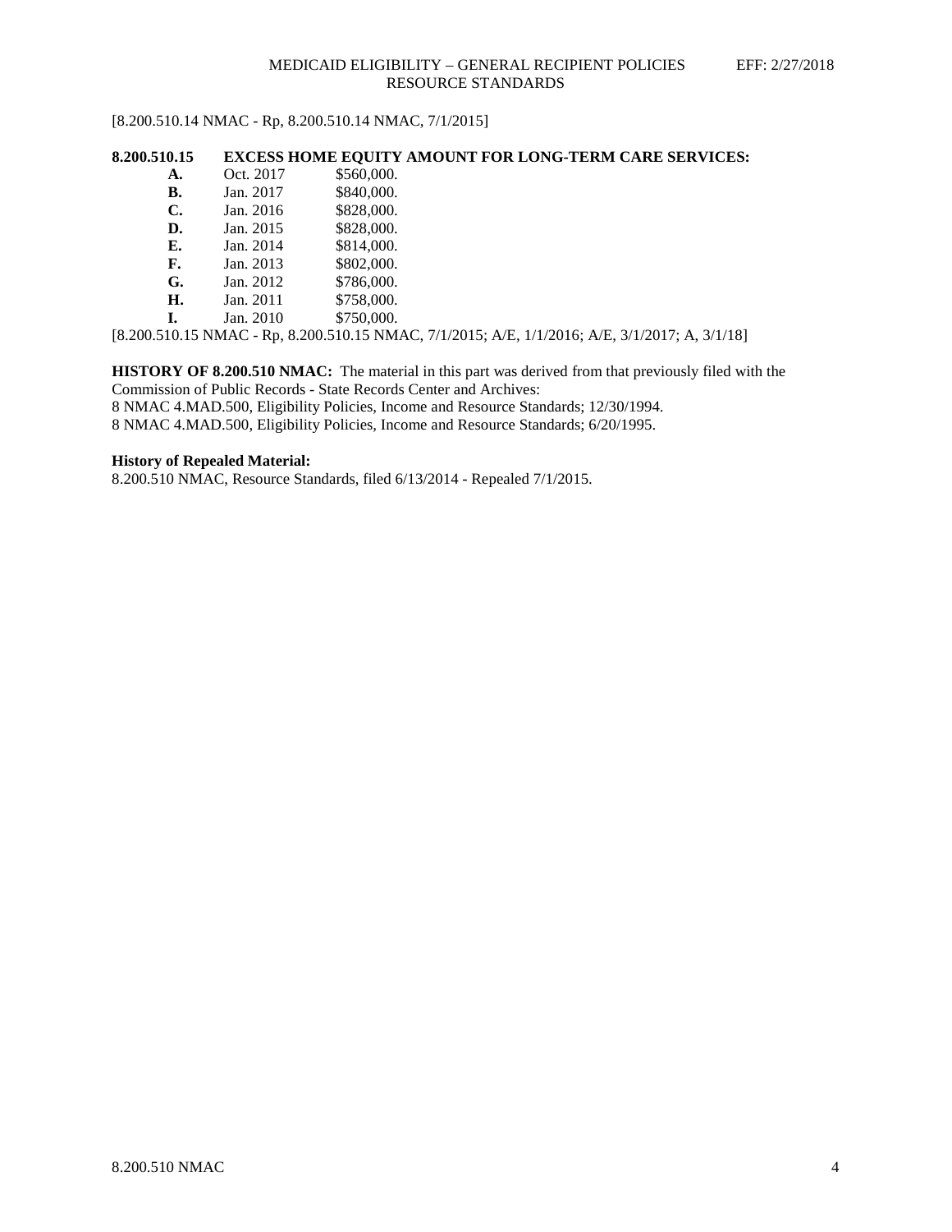[8.200.510.14 NMAC - Rp, 8.200.510.14 NMAC, 7/1/2015]

**8.200.510.15 EXCESS HOME EQUITY AMOUNT FOR LONG-TERM CARE SERVICES:**

**A.** Oct. 2017 $560,000.
**B.** Jan. 2017 $840,000.
**C.** Jan. 2016 $828,000.
**D.** Jan. 2015 $828,000.
**E.** Jan. 2014 $814,000.
**F.** Jan. 2013 $802,000.
**G.** Jan. 2012 $786,000.
**H.** Jan. 2011 $758,000.
**I.** Jan. 2010 $750,000.

[8.200.510.15 NMAC - Rp, 8.200.510.15 NMAC, 7/1/2015; A/E, 1/1/2016; A/E, 3/1/2017; A, 3/1/18]

**HISTORY OF 8.200.510 NMAC:** The material in this part was derived from that previously filed with the Commission of Public Records - State Records Center and Archives:
8 NMAC 4.MAD.500, Eligibility Policies, Income and Resource Standards; 12/30/1994.
8 NMAC 4.MAD.500, Eligibility Policies, Income and Resource Standards; 6/20/1995.

**History of Repealed Material:**
8.200.510 NMAC, Resource Standards, filed 6/13/2014 - Repealed 7/1/2015.